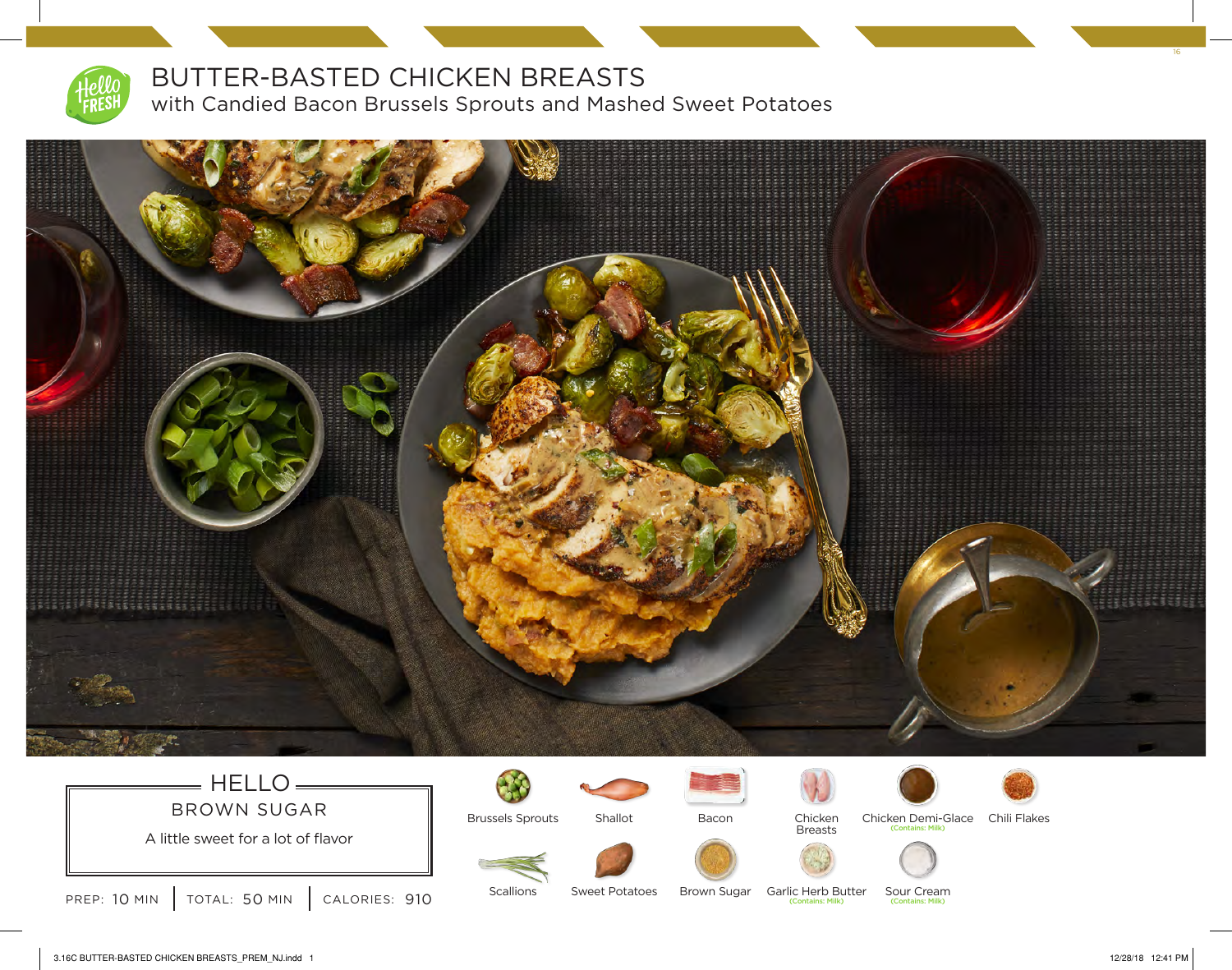# BUTTER-BASTED CHICKEN BREASTS

## with Candied Bacon Brussels Sprouts and Mashed Sweet Potatoes

## HELLO

### BROWN SUGAR

A little sweet for a lot of flavor

PREP: 10 MIN | TOTAL: 50 MIN | CALORIES: 910

- Brussels Sprouts
- Shallot
- Bacon
- Chicken Breasts
- Chicken Demi-Glace (Contains: Milk)
- Chili Flakes
- Scallions
- Sweet Potatoes
- Brown Sugar
- Garlic Herb Butter (Contains: Milk)
- Sour Cream (Contains: Milk)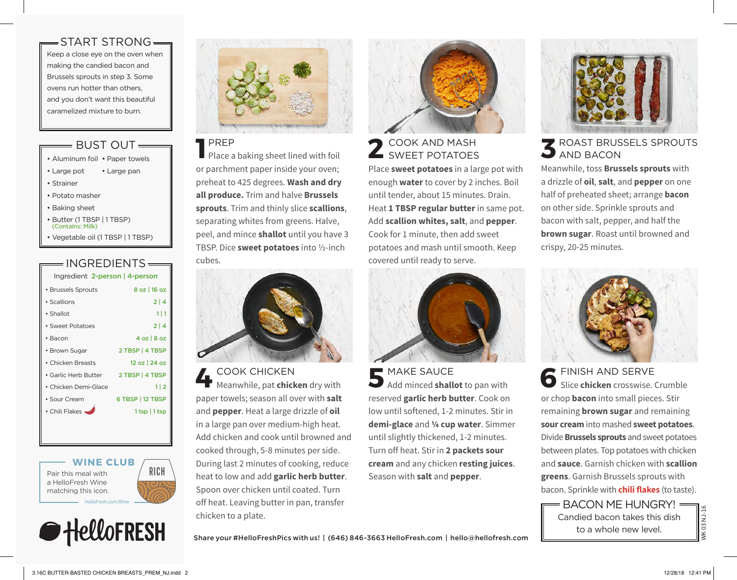## START STRONG

Keep a close eye on the oven when making the candied bacon and Brussels sprouts in step 3. Some ovens run hotter than others, and you don't want this beautiful caramelized mixture to burn.

## BUST OUT

- Aluminum foil
- Paper towels
- Large pot
- Large pan
- Strainer
- Potato masher
- Baking sheet
- Butter (1 TBSP | 1 TBSP) (Contains: Milk)
- Vegetable oil (1 TBSP | 1 TBSP)

## INGREDIENTS

| Ingredient | 2-person \| 4-person |
|---|---|
| Brussels Sprouts | 8 oz \| 16 oz |
| Scallions | 2 \| 4 |
| Shallot | 1 \| 1 |
| Sweet Potatoes | 2 \| 4 |
| Bacon | 4 oz \| 8 oz |
| Brown Sugar | 2 TBSP \| 4 TBSP |
| Chicken Breasts | 12 oz \| 24 oz |
| Garlic Herb Butter | 2 TBSP \| 4 TBSP |
| Chicken Demi-Glace | 1 \| 2 |
| Sour Cream | 6 TBSP \| 12 TBSP |
| Chili Flakes | 1 tsp \| 1 tsp |

## WINE CLUB

Pair this meal with a HelloFresh Wine matching this icon.

RICH

HelloFresh.com/Wine

HelloFRESH

## 1 PREP

Place a baking sheet lined with foil or parchment paper inside your oven; preheat to 425 degrees. **Wash and dry all produce.** Trim and halve **Brussels sprouts**. Trim and thinly slice **scallions**, separating whites from greens. Halve, peel, and mince **shallot** until you have 3 TBSP. Dice **sweet potatoes** into ½-inch cubes.

## 2 COOK AND MASH SWEET POTATOES

Place **sweet potatoes** in a large pot with enough **water** to cover by 2 inches. Boil until tender, about 15 minutes. Drain. Heat **1 TBSP regular butter** in same pot. Add **scallion whites, salt**, and **pepper**. Cook for 1 minute, then add sweet potatoes and mash until smooth. Keep covered until ready to serve.

## 3 ROAST BRUSSELS SPROUTS AND BACON

Meanwhile, toss **Brussels sprouts** with a drizzle of **oil**, **salt**, and **pepper** on one half of preheated sheet; arrange **bacon** on other side. Sprinkle sprouts and bacon with salt, pepper, and half the **brown sugar**. Roast until browned and crispy, 20-25 minutes.

## 4 COOK CHICKEN

Meanwhile, pat **chicken** dry with paper towels; season all over with **salt** and **pepper**. Heat a large drizzle of **oil** in a large pan over medium-high heat. Add chicken and cook until browned and cooked through, 5-8 minutes per side. During last 2 minutes of cooking, reduce heat to low and add **garlic herb butter**. Spoon over chicken until coated. Turn off heat. Leaving butter in pan, transfer chicken to a plate.

## 5 MAKE SAUCE

Add minced **shallot** to pan with reserved **garlic herb butter**. Cook on low until softened, 1-2 minutes. Stir in **demi-glace** and **¼ cup water**. Simmer until slightly thickened, 1-2 minutes. Turn off heat. Stir in **2 packets sour cream** and any chicken **resting juices**. Season with **salt** and **pepper**.

## 6 FINISH AND SERVE

Slice **chicken** crosswise. Crumble or chop **bacon** into small pieces. Stir remaining **brown sugar** and remaining **sour cream** into mashed **sweet potatoes**. Divide **Brussels sprouts** and sweet potatoes between plates. Top potatoes with chicken and **sauce**. Garnish chicken with **scallion greens**. Garnish Brussels sprouts with bacon. Sprinkle with **chili flakes** (to taste).

## BACON ME HUNGRY!

Candied bacon takes this dish to a whole new level.

WK 03 NJ-16

Share your #HelloFreshPics with us! | (646) 846-3663 HelloFresh.com | hello@hellofresh.com